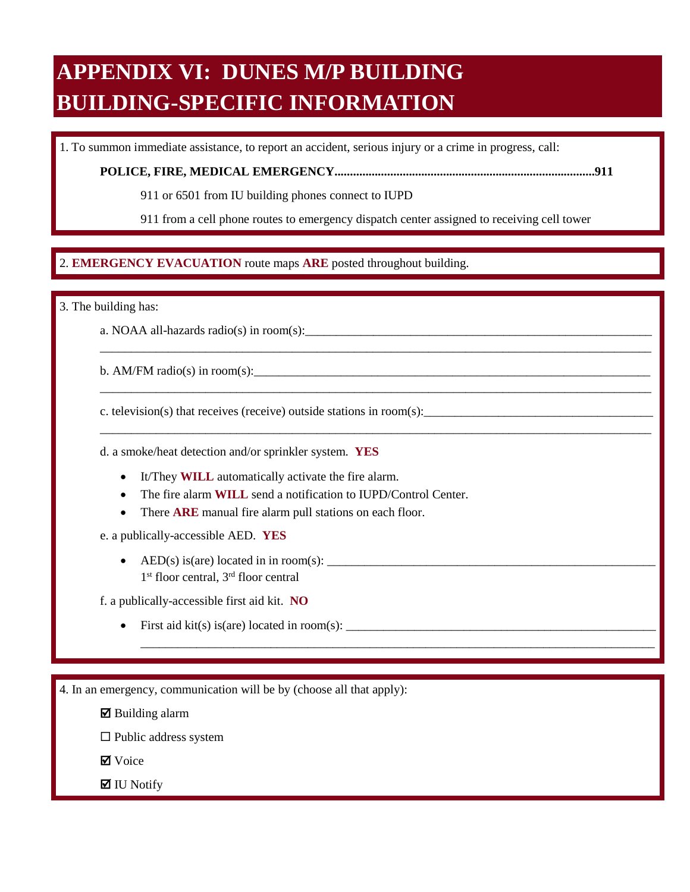# APPENDIX VI: DUNES M/P BUILDING BUILDING-SPECIFIC INFORMATION

1. To summon immediate assistance, to report an accident, serious injury or a crime in progress, call:

**POLICE, FIRE, MEDICAL EMERGENCY....................................................................................911**

911 or 6501 from IU building phones connect to IUPD

911 from a cell phone routes to emergency dispatch center assigned to receiving cell tower

2. **EMERGENCY EVACUATION** route maps **ARE** posted throughout building.

3. The building has:

a. NOAA all-hazards radio(s) in room(s):____________________________________________________________

________________________________________________________________________________________

b. AM/FM radio(s) in room(s):______________________________________________________________

________________________________________________________________________________________

c. television(s) that receives (receive) outside stations in room(s):__________________________________

________________________________________________________________________________________

d. a smoke/heat detection and/or sprinkler system. **YES**

- It/They **WILL** automatically activate the fire alarm.
- The fire alarm **WILL** send a notification to IUPD/Control Center.
- There **ARE** manual fire alarm pull stations on each floor.

e. a publically-accessible AED. **YES**

- AED(s) is(are) located in in room(s): ________________________________________________
  1st floor central, 3rd floor central

f. a publically-accessible first aid kit. **NO**

- First aid kit(s) is(are) located in room(s): ____________________________________________

  ________________________________________________________________________________

4. In an emergency, communication will be by (choose all that apply):

☑ Building alarm

☐ Public address system

☑ Voice

☑ IU Notify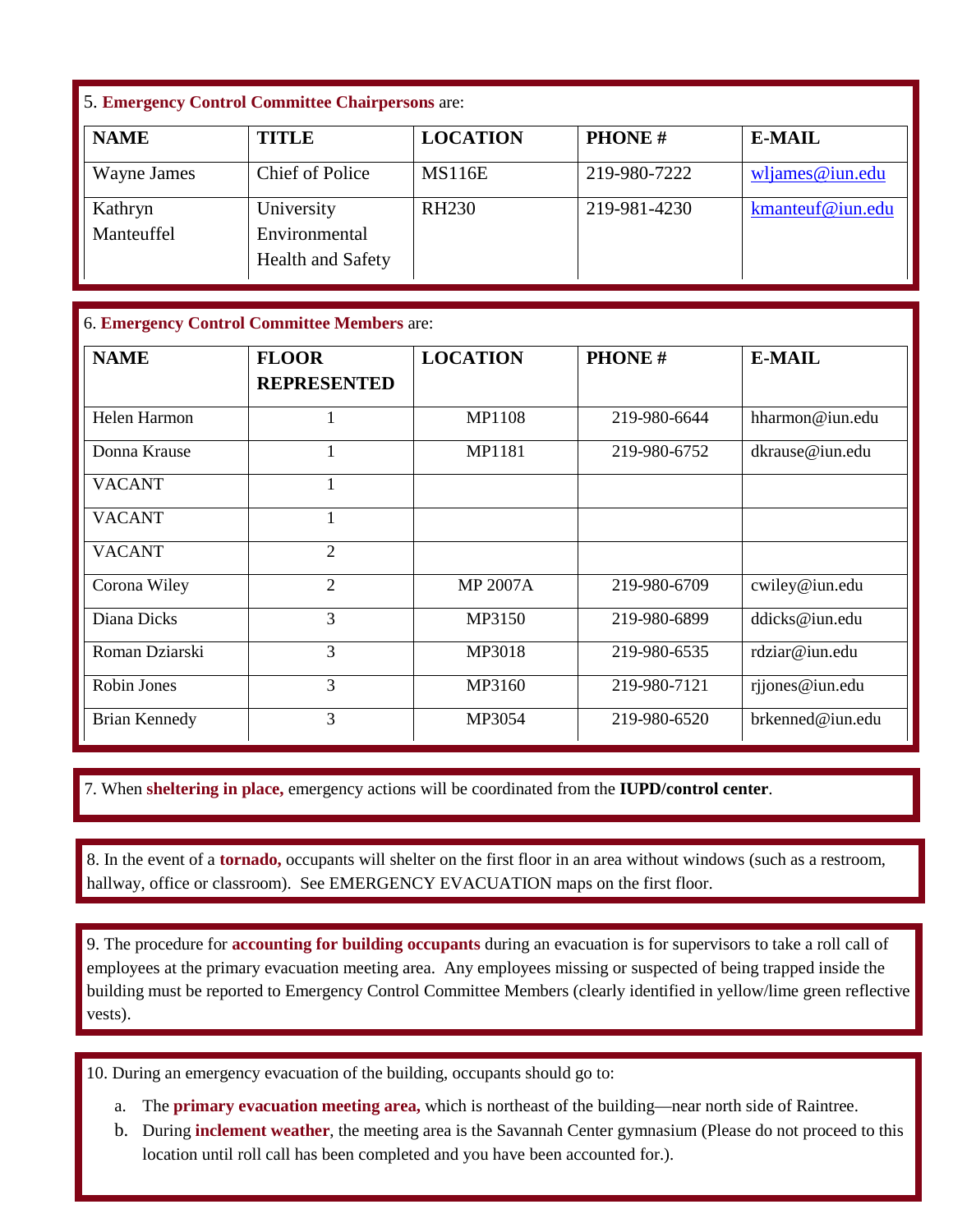5. **Emergency Control Committee Chairpersons** are:

| NAME | TITLE | LOCATION | PHONE # | E-MAIL |
|---|---|---|---|---|
| Wayne James | Chief of Police | MS116E | 219-980-7222 | wljames@iun.edu |
| Kathryn Manteuffel | University Environmental Health and Safety | RH230 | 219-981-4230 | kmanteuf@iun.edu |

6. **Emergency Control Committee Members** are:

| NAME | FLOOR REPRESENTED | LOCATION | PHONE # | E-MAIL |
|---|---|---|---|---|
| Helen Harmon | 1 | MP1108 | 219-980-6644 | hharmon@iun.edu |
| Donna Krause | 1 | MP1181 | 219-980-6752 | dkrause@iun.edu |
| VACANT | 1 | | | |
| VACANT | 1 | | | |
| VACANT | 2 | | | |
| Corona Wiley | 2 | MP 2007A | 219-980-6709 | cwiley@iun.edu |
| Diana Dicks | 3 | MP3150 | 219-980-6899 | ddicks@iun.edu |
| Roman Dziarski | 3 | MP3018 | 219-980-6535 | rdziar@iun.edu |
| Robin Jones | 3 | MP3160 | 219-980-7121 | rjjones@iun.edu |
| Brian Kennedy | 3 | MP3054 | 219-980-6520 | brkenned@iun.edu |

7. When **sheltering in place,** emergency actions will be coordinated from the **IUPD/control center**.

8. In the event of a **tornado,** occupants will shelter on the first floor in an area without windows (such as a restroom, hallway, office or classroom). See EMERGENCY EVACUATION maps on the first floor.

9. The procedure for **accounting for building occupants** during an evacuation is for supervisors to take a roll call of employees at the primary evacuation meeting area. Any employees missing or suspected of being trapped inside the building must be reported to Emergency Control Committee Members (clearly identified in yellow/lime green reflective vests).

10. During an emergency evacuation of the building, occupants should go to:

a. The **primary evacuation meeting area,** which is northeast of the building—near north side of Raintree.

b. During **inclement weather**, the meeting area is the Savannah Center gymnasium (Please do not proceed to this location until roll call has been completed and you have been accounted for.).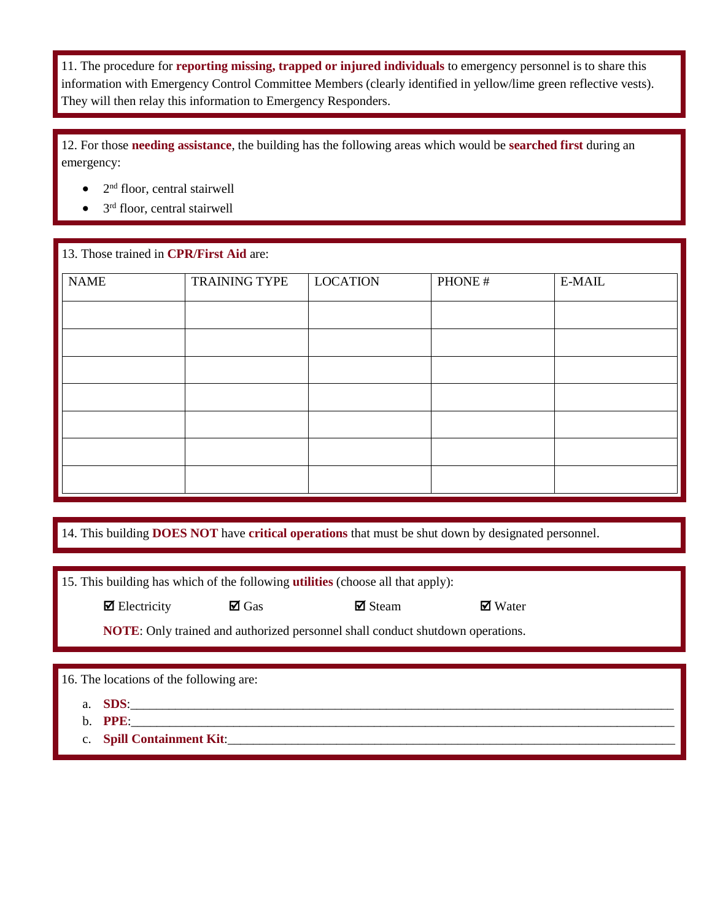11. The procedure for **reporting missing, trapped or injured individuals** to emergency personnel is to share this information with Emergency Control Committee Members (clearly identified in yellow/lime green reflective vests). They will then relay this information to Emergency Responders.

12. For those **needing assistance**, the building has the following areas which would be **searched first** during an emergency:

- 2nd floor, central stairwell
- 3rd floor, central stairwell

13. Those trained in **CPR/First Aid** are:

| NAME | TRAINING TYPE | LOCATION | PHONE # | E-MAIL |
|---|---|---|---|---|
| | | | | |
| | | | | |
| | | | | |
| | | | | |
| | | | | |
| | | | | |
| | | | | |

14. This building **DOES NOT** have **critical operations** that must be shut down by designated personnel.

15. This building has which of the following **utilities** (choose all that apply):

☑ Electricity ☑ Gas ☑ Steam ☑ Water

**NOTE**: Only trained and authorized personnel shall conduct shutdown operations.

16. The locations of the following are:

a. **SDS**:______________________________________________________________________
b. **PPE**:______________________________________________________________________
c. **Spill Containment Kit**:_______________________________________________________